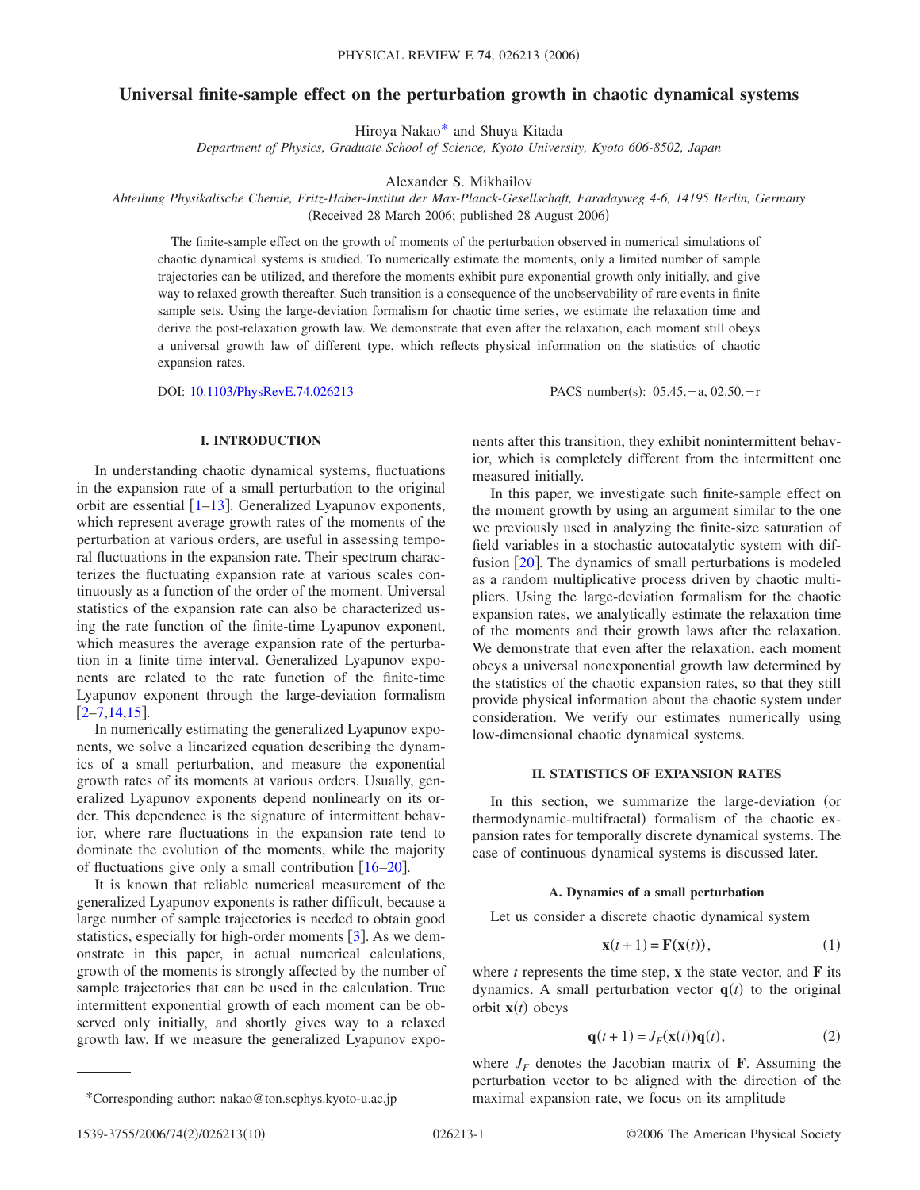# Universal finite-sample effect on the perturbation growth in chaotic dynamical systems

Hiroya Nakao* and Shuya Kitada

*Department of Physics, Graduate School of Science, Kyoto University, Kyoto 606-8502, Japan*

Alexander S. Mikhailov

*Abteilung Physikalische Chemie, Fritz-Haber-Institut der Max-Planck-Gesellschaft, Faradayweg 4-6, 14195 Berlin, Germany*

(Received 28 March 2006; published 28 August 2006)

The finite-sample effect on the growth of moments of the perturbation observed in numerical simulations of chaotic dynamical systems is studied. To numerically estimate the moments, only a limited number of sample trajectories can be utilized, and therefore the moments exhibit pure exponential growth only initially, and give way to relaxed growth thereafter. Such transition is a consequence of the unobservability of rare events in finite sample sets. Using the large-deviation formalism for chaotic time series, we estimate the relaxation time and derive the post-relaxation growth law. We demonstrate that even after the relaxation, each moment still obeys a universal growth law of different type, which reflects physical information on the statistics of chaotic expansion rates.

DOI: 10.1103/PhysRevE.74.026213 PACS number(s): 05.45.−a, 02.50.−r

## I. INTRODUCTION

In understanding chaotic dynamical systems, fluctuations in the expansion rate of a small perturbation to the original orbit are essential [1–13]. Generalized Lyapunov exponents, which represent average growth rates of the moments of the perturbation at various orders, are useful in assessing temporal fluctuations in the expansion rate. Their spectrum characterizes the fluctuating expansion rate at various scales continuously as a function of the order of the moment. Universal statistics of the expansion rate can also be characterized using the rate function of the finite-time Lyapunov exponent, which measures the average expansion rate of the perturbation in a finite time interval. Generalized Lyapunov exponents are related to the rate function of the finite-time Lyapunov exponent through the large-deviation formalism [2–7,14,15].

In numerically estimating the generalized Lyapunov exponents, we solve a linearized equation describing the dynamics of a small perturbation, and measure the exponential growth rates of its moments at various orders. Usually, generalized Lyapunov exponents depend nonlinearly on its order. This dependence is the signature of intermittent behavior, where rare fluctuations in the expansion rate tend to dominate the evolution of the moments, while the majority of fluctuations give only a small contribution [16–20].

It is known that reliable numerical measurement of the generalized Lyapunov exponents is rather difficult, because a large number of sample trajectories is needed to obtain good statistics, especially for high-order moments [3]. As we demonstrate in this paper, in actual numerical calculations, growth of the moments is strongly affected by the number of sample trajectories that can be used in the calculation. True intermittent exponential growth of each moment can be observed only initially, and shortly gives way to a relaxed growth law. If we measure the generalized Lyapunov exponents after this transition, they exhibit nonintermittent behavior, which is completely different from the intermittent one measured initially.

In this paper, we investigate such finite-sample effect on the moment growth by using an argument similar to the one we previously used in analyzing the finite-size saturation of field variables in a stochastic autocatalytic system with diffusion [20]. The dynamics of small perturbations is modeled as a random multiplicative process driven by chaotic multipliers. Using the large-deviation formalism for the chaotic expansion rates, we analytically estimate the relaxation time of the moments and their growth laws after the relaxation. We demonstrate that even after the relaxation, each moment obeys a universal nonexponential growth law determined by the statistics of the chaotic expansion rates, so that they still provide physical information about the chaotic system under consideration. We verify our estimates numerically using low-dimensional chaotic dynamical systems.

## II. STATISTICS OF EXPANSION RATES

In this section, we summarize the large-deviation (or thermodynamic-multifractal) formalism of the chaotic expansion rates for temporally discrete dynamical systems. The case of continuous dynamical systems is discussed later.

### A. Dynamics of a small perturbation

Let us consider a discrete chaotic dynamical system

$$\mathbf{x}(t+1) = \mathbf{F}(\mathbf{x}(t)), \tag{1}$$

where $t$ represents the time step, $\mathbf{x}$ the state vector, and $\mathbf{F}$ its dynamics. A small perturbation vector $\mathbf{q}(t)$ to the original orbit $\mathbf{x}(t)$ obeys

$$\mathbf{q}(t+1) = J_F(\mathbf{x}(t))\mathbf{q}(t), \tag{2}$$

where $J_F$ denotes the Jacobian matrix of $\mathbf{F}$. Assuming the perturbation vector to be aligned with the direction of the maximal expansion rate, we focus on its amplitude

*Corresponding author: nakao@ton.scphys.kyoto-u.ac.jp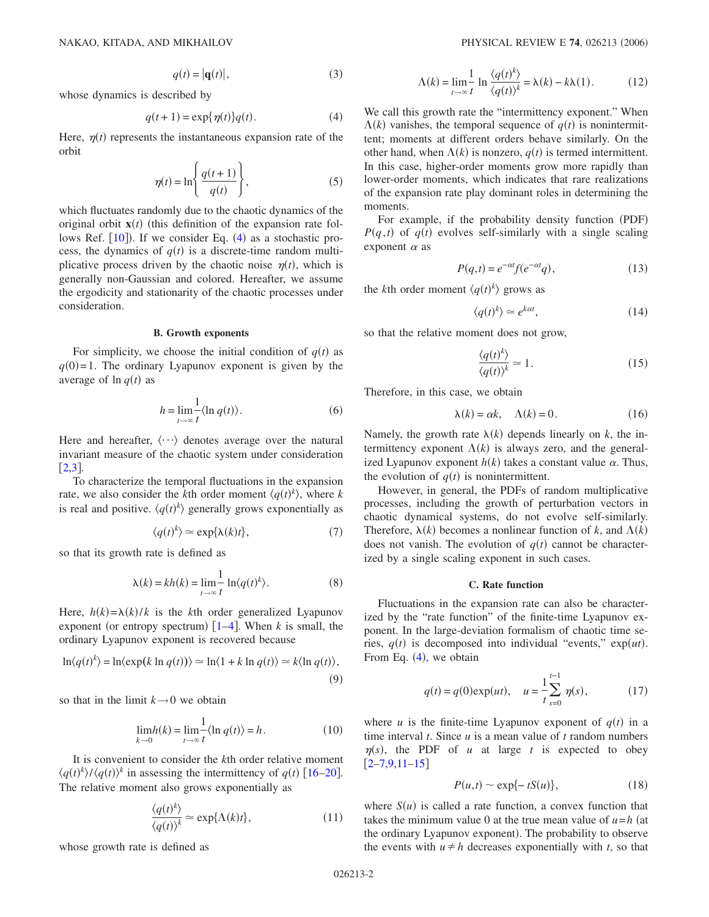$$q(t) = |\mathbf{q}(t)|, \tag{3}$$

whose dynamics is described by

$$q(t+1) = \exp\{\eta(t)\}q(t). \tag{4}$$

Here, $\eta(t)$ represents the instantaneous expansion rate of the orbit

$$\eta(t) = \ln\left\{\frac{q(t+1)}{q(t)}\right\}, \tag{5}$$

which fluctuates randomly due to the chaotic dynamics of the original orbit $\mathbf{x}(t)$ (this definition of the expansion rate follows Ref. [10]). If we consider Eq. (4) as a stochastic process, the dynamics of $q(t)$ is a discrete-time random multiplicative process driven by the chaotic noise $\eta(t)$, which is generally non-Gaussian and colored. Hereafter, we assume the ergodicity and stationarity of the chaotic processes under consideration.

### B. Growth exponents

For simplicity, we choose the initial condition of $q(t)$ as $q(0)=1$. The ordinary Lyapunov exponent is given by the average of $\ln q(t)$ as

$$h = \lim_{t\to\infty}\frac{1}{t}\langle \ln q(t)\rangle. \tag{6}$$

Here and hereafter, $\langle\cdots\rangle$ denotes average over the natural invariant measure of the chaotic system under consideration [2,3].

To characterize the temporal fluctuations in the expansion rate, we also consider the $k$th order moment $\langle q(t)^k\rangle$, where $k$ is real and positive. $\langle q(t)^k\rangle$ generally grows exponentially as

$$\langle q(t)^k\rangle \simeq \exp\{\lambda(k)t\}, \tag{7}$$

so that its growth rate is defined as

$$\lambda(k) = kh(k) = \lim_{t\to\infty}\frac{1}{t}\ln\langle q(t)^k\rangle. \tag{8}$$

Here, $h(k)=\lambda(k)/k$ is the $k$th order generalized Lyapunov exponent (or entropy spectrum) [1–4]. When $k$ is small, the ordinary Lyapunov exponent is recovered because

$$\ln\langle q(t)^k\rangle = \ln\langle \exp(k\ln q(t))\rangle \simeq \ln\langle 1 + k\ln q(t)\rangle \simeq k\langle \ln q(t)\rangle, \tag{9}$$

so that in the limit $k\to 0$ we obtain

$$\lim_{k\to 0} h(k) = \lim_{t\to\infty}\frac{1}{t}\langle \ln q(t)\rangle = h. \tag{10}$$

It is convenient to consider the $k$th order relative moment $\langle q(t)^k\rangle/\langle q(t)\rangle^k$ in assessing the intermittency of $q(t)$ [16–20]. The relative moment also grows exponentially as

$$\frac{\langle q(t)^k\rangle}{\langle q(t)\rangle^k} \simeq \exp\{\Lambda(k)t\}, \tag{11}$$

whose growth rate is defined as

$$\Lambda(k) = \lim_{t\to\infty}\frac{1}{t}\ln\frac{\langle q(t)^k\rangle}{\langle q(t)\rangle^k} = \lambda(k) - k\lambda(1). \tag{12}$$

We call this growth rate the "intermittency exponent." When $\Lambda(k)$ vanishes, the temporal sequence of $q(t)$ is nonintermittent; moments at different orders behave similarly. On the other hand, when $\Lambda(k)$ is nonzero, $q(t)$ is termed intermittent. In this case, higher-order moments grow more rapidly than lower-order moments, which indicates that rare realizations of the expansion rate play dominant roles in determining the moments.

For example, if the probability density function (PDF) $P(q,t)$ of $q(t)$ evolves self-similarly with a single scaling exponent $\alpha$ as

$$P(q,t) = e^{-\alpha t}f(e^{-\alpha t}q), \tag{13}$$

the $k$th order moment $\langle q(t)^k\rangle$ grows as

$$\langle q(t)^k\rangle \simeq e^{k\alpha t}, \tag{14}$$

so that the relative moment does not grow,

$$\frac{\langle q(t)^k\rangle}{\langle q(t)\rangle^k} \simeq 1. \tag{15}$$

Therefore, in this case, we obtain

$$\lambda(k) = \alpha k, \quad \Lambda(k) = 0. \tag{16}$$

Namely, the growth rate $\lambda(k)$ depends linearly on $k$, the intermittency exponent $\Lambda(k)$ is always zero, and the generalized Lyapunov exponent $h(k)$ takes a constant value $\alpha$. Thus, the evolution of $q(t)$ is nonintermittent.

However, in general, the PDFs of random multiplicative processes, including the growth of perturbation vectors in chaotic dynamical systems, do not evolve self-similarly. Therefore, $\lambda(k)$ becomes a nonlinear function of $k$, and $\Lambda(k)$ does not vanish. The evolution of $q(t)$ cannot be characterized by a single scaling exponent in such cases.

### C. Rate function

Fluctuations in the expansion rate can also be characterized by the "rate function" of the finite-time Lyapunov exponent. In the large-deviation formalism of chaotic time series, $q(t)$ is decomposed into individual "events," $\exp(ut)$. From Eq. (4), we obtain

$$q(t) = q(0)\exp(ut), \quad u = \frac{1}{t}\sum_{s=0}^{t-1}\eta(s), \tag{17}$$

where $u$ is the finite-time Lyapunov exponent of $q(t)$ in a time interval $t$. Since $u$ is a mean value of $t$ random numbers $\eta(s)$, the PDF of $u$ at large $t$ is expected to obey [2–7,9,11–15]

$$P(u,t) \sim \exp\{-tS(u)\}, \tag{18}$$

where $S(u)$ is called a rate function, a convex function that takes the minimum value 0 at the true mean value of $u=h$ (at the ordinary Lyapunov exponent). The probability to observe the events with $u \neq h$ decreases exponentially with $t$, so that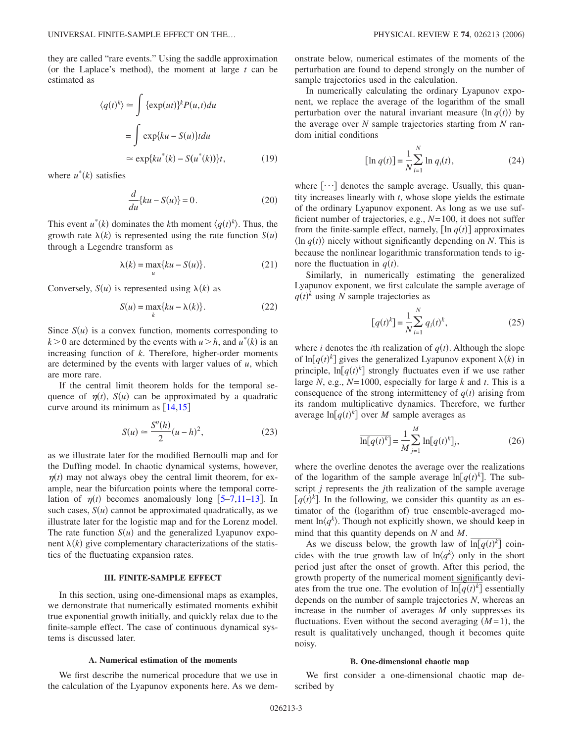they are called "rare events." Using the saddle approximation (or the Laplace's method), the moment at large $t$ can be estimated as

$$\langle q(t)^k \rangle \simeq \int \{\exp(ut)\}^k P(u,t) du$$
$$= \int \exp\{ku - S(u)\}t du$$
$$\simeq \exp\{ku^*(k) - S(u^*(k))\}t, \qquad (19)$$

where $u^*(k)$ satisfies

$$\frac{d}{du}\{ku - S(u)\} = 0. \qquad (20)$$

This event $u^*(k)$ dominates the $k$th moment $\langle q(t)^k \rangle$. Thus, the growth rate $\lambda(k)$ is represented using the rate function $S(u)$ through a Legendre transform as

$$\lambda(k) = \max_u \{ku - S(u)\}. \qquad (21)$$

Conversely, $S(u)$ is represented using $\lambda(k)$ as

$$S(u) = \max_k \{ku - \lambda(k)\}. \qquad (22)$$

Since $S(u)$ is a convex function, moments corresponding to $k>0$ are determined by the events with $u>h$, and $u^*(k)$ is an increasing function of $k$. Therefore, higher-order moments are determined by the events with larger values of $u$, which are more rare.

If the central limit theorem holds for the temporal sequence of $\eta(t)$, $S(u)$ can be approximated by a quadratic curve around its minimum as [14,15]

$$S(u) \simeq \frac{S''(h)}{2}(u-h)^2, \qquad (23)$$

as we illustrate later for the modified Bernoulli map and for the Duffing model. In chaotic dynamical systems, however, $\eta(t)$ may not always obey the central limit theorem, for example, near the bifurcation points where the temporal correlation of $\eta(t)$ becomes anomalously long [5–7,11–13]. In such cases, $S(u)$ cannot be approximated quadratically, as we illustrate later for the logistic map and for the Lorenz model. The rate function $S(u)$ and the generalized Lyapunov exponent $\lambda(k)$ give complementary characterizations of the statistics of the fluctuating expansion rates.

## III. FINITE-SAMPLE EFFECT

In this section, using one-dimensional maps as examples, we demonstrate that numerically estimated moments exhibit true exponential growth initially, and quickly relax due to the finite-sample effect. The case of continuous dynamical systems is discussed later.

### A. Numerical estimation of the moments

We first describe the numerical procedure that we use in the calculation of the Lyapunov exponents here. As we demonstrate below, numerical estimates of the moments of the perturbation are found to depend strongly on the number of sample trajectories used in the calculation.

In numerically calculating the ordinary Lyapunov exponent, we replace the average of the logarithm of the small perturbation over the natural invariant measure $\langle \ln q(t) \rangle$ by the average over $N$ sample trajectories starting from $N$ random initial conditions

$$[\ln q(t)] = \frac{1}{N}\sum_{i=1}^{N} \ln q_i(t), \qquad (24)$$

where $[\cdots]$ denotes the sample average. Usually, this quantity increases linearly with $t$, whose slope yields the estimate of the ordinary Lyapunov exponent. As long as we use sufficient number of trajectories, e.g., $N=100$, it does not suffer from the finite-sample effect, namely, $[\ln q(t)]$ approximates $\langle \ln q(t) \rangle$ nicely without significantly depending on $N$. This is because the nonlinear logarithmic transformation tends to ignore the fluctuation in $q(t)$.

Similarly, in numerically estimating the generalized Lyapunov exponent, we first calculate the sample average of $q(t)^k$ using $N$ sample trajectories as

$$[q(t)^k] = \frac{1}{N}\sum_{i=1}^{N} q_i(t)^k, \qquad (25)$$

where $i$ denotes the $i$th realization of $q(t)$. Although the slope of $\ln[q(t)^k]$ gives the generalized Lyapunov exponent $\lambda(k)$ in principle, $\ln[q(t)^k]$ strongly fluctuates even if we use rather large $N$, e.g., $N=1000$, especially for large $k$ and $t$. This is a consequence of the strong intermittency of $q(t)$ arising from its random multiplicative dynamics. Therefore, we further average $\ln[q(t)^k]$ over $M$ sample averages as

$$\overline{\ln[q(t)^k]} = \frac{1}{M}\sum_{j=1}^{M} \ln[q(t)^k]_j, \qquad (26)$$

where the overline denotes the average over the realizations of the logarithm of the sample average $\ln[q(t)^k]$. The subscript $j$ represents the $j$th realization of the sample average $[q(t)^k]$. In the following, we consider this quantity as an estimator of the (logarithm of) true ensemble-averaged moment $\ln\langle q^k \rangle$. Though not explicitly shown, we should keep in mind that this quantity depends on $N$ and $M$.

As we discuss below, the growth law of $\overline{\ln[q(t)^k]}$ coincides with the true growth law of $\ln\langle q^k \rangle$ only in the short period just after the onset of growth. After this period, the growth property of the numerical moment significantly deviates from the true one. The evolution of $\overline{\ln[q(t)^k]}$ essentially depends on the number of sample trajectories $N$, whereas an increase in the number of averages $M$ only suppresses its fluctuations. Even without the second averaging ($M=1$), the result is qualitatively unchanged, though it becomes quite noisy.

### B. One-dimensional chaotic map

We first consider a one-dimensional chaotic map described by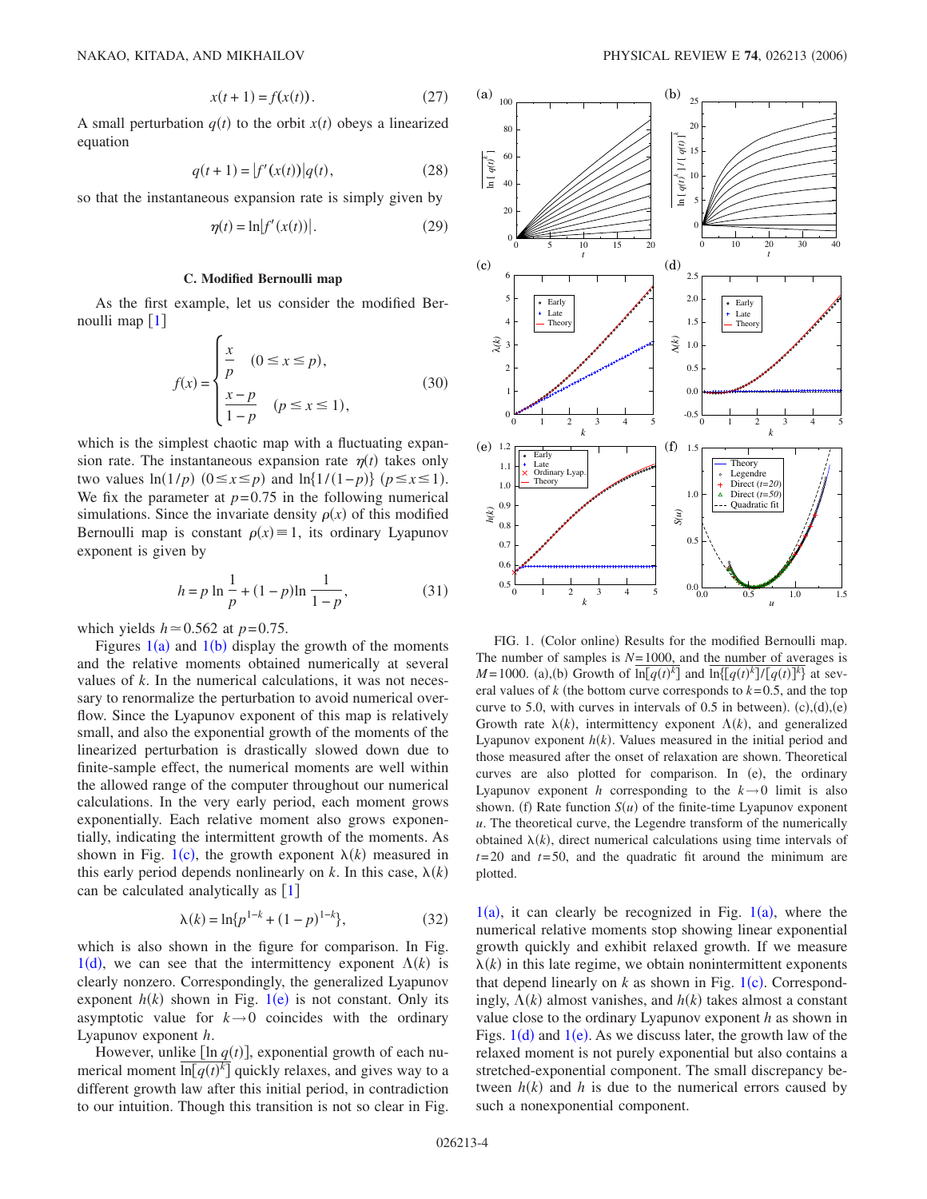$$x(t+1) = f(x(t)). \tag{27}$$

A small perturbation $q(t)$ to the orbit $x(t)$ obeys a linearized equation

$$q(t+1) = |f'(x(t))| q(t), \tag{28}$$

so that the instantaneous expansion rate is simply given by

$$\eta(t) = \ln|f'(x(t))|. \tag{29}$$

### C. Modified Bernoulli map

As the first example, let us consider the modified Bernoulli map [1]

$$f(x) = \begin{cases} \dfrac{x}{p} & (0 \le x \le p), \\ \dfrac{x-p}{1-p} & (p \le x \le 1), \end{cases} \tag{30}$$

which is the simplest chaotic map with a fluctuating expansion rate. The instantaneous expansion rate $\eta(t)$ takes only two values $\ln(1/p)$ $(0 \le x \le p)$ and $\ln\{1/(1-p)\}$ $(p \le x \le 1)$. We fix the parameter at $p=0.75$ in the following numerical simulations. Since the invariate density $\rho(x)$ of this modified Bernoulli map is constant $\rho(x) \equiv 1$, its ordinary Lyapunov exponent is given by

$$h = p \ln \frac{1}{p} + (1-p) \ln \frac{1}{1-p}, \tag{31}$$

which yields $h \simeq 0.562$ at $p=0.75$.

Figures 1(a) and 1(b) display the growth of the moments and the relative moments obtained numerically at several values of $k$. In the numerical calculations, it was not necessary to renormalize the perturbation to avoid numerical overflow. Since the Lyapunov exponent of this map is relatively small, and also the exponential growth of the moments of the linearized perturbation is drastically slowed down due to finite-sample effect, the numerical moments are well within the allowed range of the computer throughout our numerical calculations. In the very early period, each moment grows exponentially. Each relative moment also grows exponentially, indicating the intermittent growth of the moments. As shown in Fig. 1(c), the growth exponent $\lambda(k)$ measured in this early period depends nonlinearly on $k$. In this case, $\lambda(k)$ can be calculated analytically as [1]

$$\lambda(k) = \ln\{p^{1-k} + (1-p)^{1-k}\}, \tag{32}$$

which is also shown in the figure for comparison. In Fig. 1(d), we can see that the intermittency exponent $\Lambda(k)$ is clearly nonzero. Correspondingly, the generalized Lyapunov exponent $h(k)$ shown in Fig. 1(e) is not constant. Only its asymptotic value for $k \to 0$ coincides with the ordinary Lyapunov exponent $h$.

However, unlike $\overline{[\ln q(t)]}$, exponential growth of each numerical moment $\ln\overline{[q(t)^k]}$ quickly relaxes, and gives way to a different growth law after this initial period, in contradiction to our intuition. Though this transition is not so clear in Fig. 1(a), it can clearly be recognized in Fig. 1(a), where the numerical relative moments stop showing linear exponential growth quickly and exhibit relaxed growth. If we measure $\lambda(k)$ in this late regime, we obtain nonintermittent exponents that depend linearly on $k$ as shown in Fig. 1(c). Correspondingly, $\Lambda(k)$ almost vanishes, and $h(k)$ takes almost a constant value close to the ordinary Lyapunov exponent $h$ as shown in Figs. 1(d) and 1(e). As we discuss later, the growth law of the relaxed moment is not purely exponential but also contains a stretched-exponential component. The small discrepancy between $h(k)$ and $h$ is due to the numerical errors caused by such a nonexponential component.

FIG. 1. (Color online) Results for the modified Bernoulli map. The number of samples is $N=1000$, and the number of averages is $M=1000$. (a),(b) Growth of $\ln\overline{[q(t)^k]}$ and $\ln\{\overline{[q(t)^k]}/\overline{[q(t)]}^k\}$ at several values of $k$ (the bottom curve corresponds to $k=0.5$, and the top curve to 5.0, with curves in intervals of 0.5 in between). (c),(d),(e) Growth rate $\lambda(k)$, intermittency exponent $\Lambda(k)$, and generalized Lyapunov exponent $h(k)$. Values measured in the initial period and those measured after the onset of relaxation are shown. Theoretical curves are also plotted for comparison. In (e), the ordinary Lyapunov exponent $h$ corresponding to the $k \to 0$ limit is also shown. (f) Rate function $S(u)$ of the finite-time Lyapunov exponent $u$. The theoretical curve, the Legendre transform of the numerically obtained $\lambda(k)$, direct numerical calculations using time intervals of $t=20$ and $t=50$, and the quadratic fit around the minimum are plotted.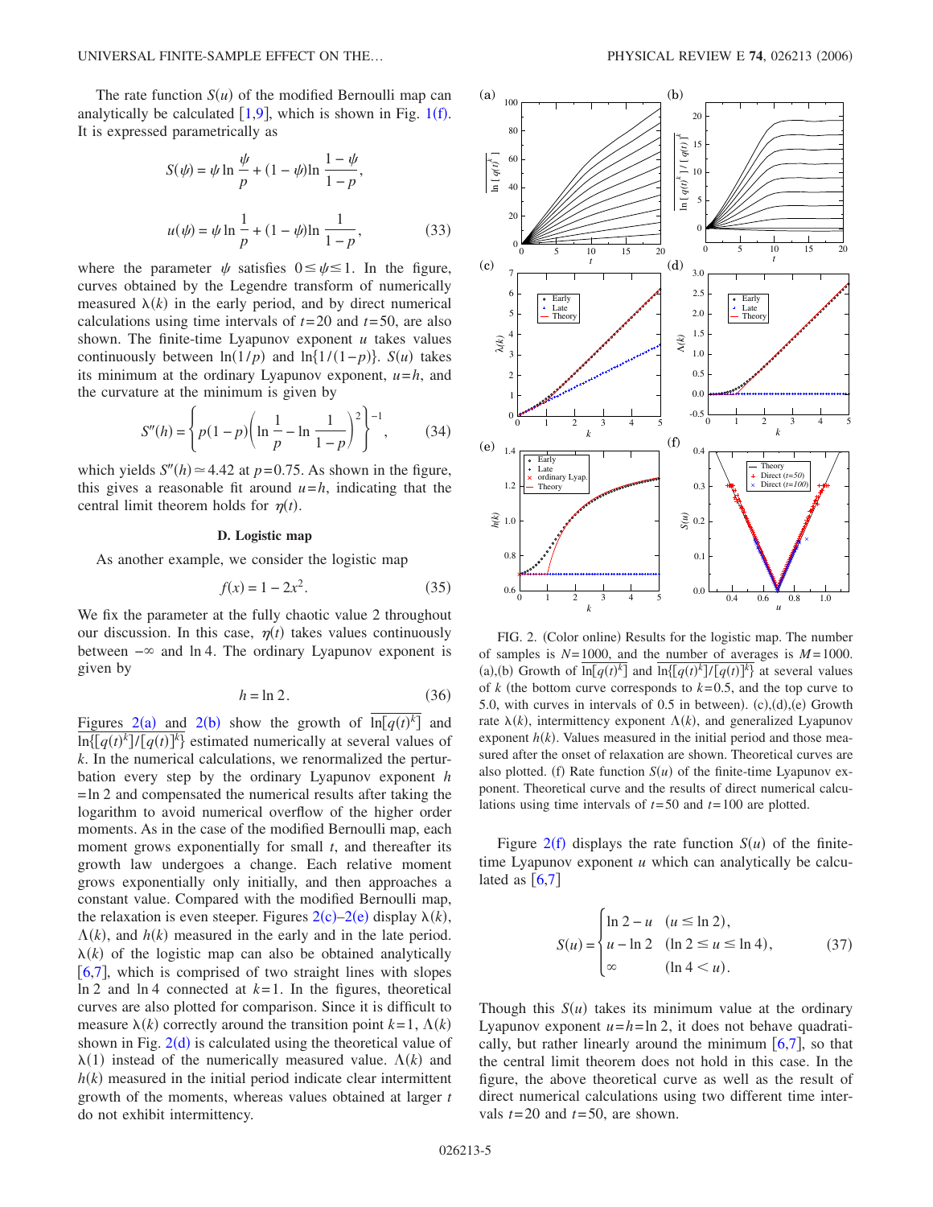The rate function $S(u)$ of the modified Bernoulli map can analytically be calculated [1,9], which is shown in Fig. 1(f). It is expressed parametrically as

$$S(\psi) = \psi \ln \frac{\psi}{p} + (1-\psi)\ln \frac{1-\psi}{1-p},$$

$$u(\psi) = \psi \ln \frac{1}{p} + (1-\psi)\ln \frac{1}{1-p}, \tag{33}$$

where the parameter $\psi$ satisfies $0 \le \psi \le 1$. In the figure, curves obtained by the Legendre transform of numerically measured $\lambda(k)$ in the early period, and by direct numerical calculations using time intervals of $t=20$ and $t=50$, are also shown. The finite-time Lyapunov exponent $u$ takes values continuously between $\ln(1/p)$ and $\ln\{1/(1-p)\}$. $S(u)$ takes its minimum at the ordinary Lyapunov exponent, $u=h$, and the curvature at the minimum is given by

$$S''(h) = \left\{ p(1-p)\left( \ln \frac{1}{p} - \ln \frac{1}{1-p} \right)^2 \right\}^{-1}, \tag{34}$$

which yields $S''(h) \simeq 4.42$ at $p=0.75$. As shown in the figure, this gives a reasonable fit around $u=h$, indicating that the central limit theorem holds for $\eta(t)$.

### D. Logistic map

As another example, we consider the logistic map

$$f(x) = 1 - 2x^2. \tag{35}$$

We fix the parameter at the fully chaotic value 2 throughout our discussion. In this case, $\eta(t)$ takes values continuously between $-\infty$ and $\ln 4$. The ordinary Lyapunov exponent is given by

$$h = \ln 2. \tag{36}$$

Figures 2(a) and 2(b) show the growth of $\overline{\ln[q(t)^k]}$ and $\ln\{\overline{[q(t)^k]}/\overline{[q(t)]}^k\}$ estimated numerically at several values of $k$. In the numerical calculations, we renormalized the perturbation every step by the ordinary Lyapunov exponent $h=\ln 2$ and compensated the numerical results after taking the logarithm to avoid numerical overflow of the higher order moments. As in the case of the modified Bernoulli map, each moment grows exponentially for small $t$, and thereafter its growth law undergoes a change. Each relative moment grows exponentially only initially, and then approaches a constant value. Compared with the modified Bernoulli map, the relaxation is even steeper. Figures 2(c)–2(e) display $\lambda(k)$, $\Lambda(k)$, and $h(k)$ measured in the early and in the late period. $\lambda(k)$ of the logistic map can also be obtained analytically [6,7], which is comprised of two straight lines with slopes $\ln 2$ and $\ln 4$ connected at $k=1$. In the figures, theoretical curves are also plotted for comparison. Since it is difficult to measure $\lambda(k)$ correctly around the transition point $k=1$, $\Lambda(k)$ shown in Fig. 2(d) is calculated using the theoretical value of $\lambda(1)$ instead of the numerically measured value. $\Lambda(k)$ and $h(k)$ measured in the initial period indicate clear intermittent growth of the moments, whereas values obtained at larger $t$ do not exhibit intermittency.

FIG. 2. (Color online) Results for the logistic map. The number of samples is $N=1000$, and the number of averages is $M=1000$. (a),(b) Growth of $\overline{\ln[q(t)^k]}$ and $\ln\{\overline{[q(t)^k]}/\overline{[q(t)]}^k\}$ at several values of $k$ (the bottom curve corresponds to $k=0.5$, and the top curve to 5.0, with curves in intervals of 0.5 in between). (c),(d),(e) Growth rate $\lambda(k)$, intermittency exponent $\Lambda(k)$, and generalized Lyapunov exponent $h(k)$. Values measured in the initial period and those measured after the onset of relaxation are shown. Theoretical curves are also plotted. (f) Rate function $S(u)$ of the finite-time Lyapunov exponent. Theoretical curve and the results of direct numerical calculations using time intervals of $t=50$ and $t=100$ are plotted.

Figure 2(f) displays the rate function $S(u)$ of the finite-time Lyapunov exponent $u$ which can analytically be calculated as [6,7]

$$S(u) = \begin{cases} \ln 2 - u & (u \le \ln 2), \\ u - \ln 2 & (\ln 2 \le u \le \ln 4), \\ \infty & (\ln 4 < u). \end{cases} \tag{37}$$

Though this $S(u)$ takes its minimum value at the ordinary Lyapunov exponent $u=h=\ln 2$, it does not behave quadratically, but rather linearly around the minimum [6,7], so that the central limit theorem does not hold in this case. In the figure, the above theoretical curve as well as the result of direct numerical calculations using two different time intervals $t=20$ and $t=50$, are shown.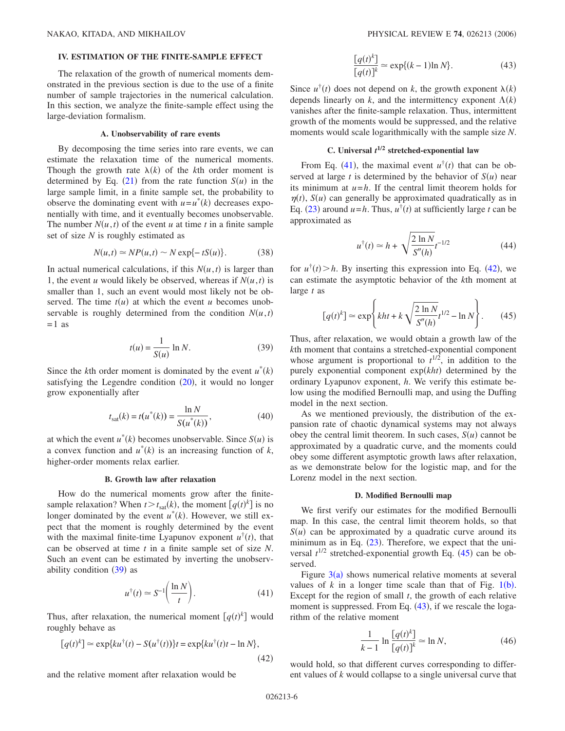## IV. ESTIMATION OF THE FINITE-SAMPLE EFFECT

The relaxation of the growth of numerical moments demonstrated in the previous section is due to the use of a finite number of sample trajectories in the numerical calculation. In this section, we analyze the finite-sample effect using the large-deviation formalism.

### A. Unobservability of rare events

By decomposing the time series into rare events, we can estimate the relaxation time of the numerical moments. Though the growth rate $\lambda(k)$ of the $k$th order moment is determined by Eq. (21) from the rate function $S(u)$ in the large sample limit, in a finite sample set, the probability to observe the dominating event with $u=u^*(k)$ decreases exponentially with time, and it eventually becomes unobservable. The number $N(u,t)$ of the event $u$ at time $t$ in a finite sample set of size $N$ is roughly estimated as

$$N(u,t) \simeq NP(u,t) \sim N \exp\{-tS(u)\}. \tag{38}$$

In actual numerical calculations, if this $N(u,t)$ is larger than 1, the event $u$ would likely be observed, whereas if $N(u,t)$ is smaller than 1, such an event would most likely not be observed. The time $t(u)$ at which the event $u$ becomes unobservable is roughly determined from the condition $N(u,t)=1$ as

$$t(u) = \frac{1}{S(u)} \ln N. \tag{39}$$

Since the $k$th order moment is dominated by the event $u^*(k)$ satisfying the Legendre condition (20), it would no longer grow exponentially after

$$t_{\mathrm{sat}}(k) = t(u^*(k)) = \frac{\ln N}{S(u^*(k))}, \tag{40}$$

at which the event $u^*(k)$ becomes unobservable. Since $S(u)$ is a convex function and $u^*(k)$ is an increasing function of $k$, higher-order moments relax earlier.

### B. Growth law after relaxation

How do the numerical moments grow after the finite-sample relaxation? When $t > t_{\mathrm{sat}}(k)$, the moment $[q(t)^k]$ is no longer dominated by the event $u^*(k)$. However, we still expect that the moment is roughly determined by the event with the maximal finite-time Lyapunov exponent $u^\dagger(t)$, that can be observed at time $t$ in a finite sample set of size $N$. Such an event can be estimated by inverting the unobservability condition (39) as

$$u^\dagger(t) \simeq S^{-1}\left(\frac{\ln N}{t}\right). \tag{41}$$

Thus, after relaxation, the numerical moment $[q(t)^k]$ would roughly behave as

$$[q(t)^k] \simeq \exp\{ku^\dagger(t) - S(u^\dagger(t))\}t = \exp\{ku^\dagger(t)t - \ln N\}, \tag{42}$$

and the relative moment after relaxation would be

$$\frac{[q(t)^k]}{[q(t)]^k} \simeq \exp\{(k-1)\ln N\}. \tag{43}$$

Since $u^\dagger(t)$ does not depend on $k$, the growth exponent $\lambda(k)$ depends linearly on $k$, and the intermittency exponent $\Lambda(k)$ vanishes after the finite-sample relaxation. Thus, intermittent growth of the moments would be suppressed, and the relative moments would scale logarithmically with the sample size $N$.

### C. Universal $t^{1/2}$ stretched-exponential law

From Eq. (41), the maximal event $u^\dagger(t)$ that can be observed at large $t$ is determined by the behavior of $S(u)$ near its minimum at $u=h$. If the central limit theorem holds for $\eta(t)$, $S(u)$ can generally be approximated quadratically as in Eq. (23) around $u=h$. Thus, $u^\dagger(t)$ at sufficiently large $t$ can be approximated as

$$u^\dagger(t) \simeq h + \sqrt{\frac{2\ln N}{S''(h)}}\, t^{-1/2} \tag{44}$$

for $u^\dagger(t) > h$. By inserting this expression into Eq. (42), we can estimate the asymptotic behavior of the $k$th moment at large $t$ as

$$[q(t)^k] \simeq \exp\left\{kht + k\sqrt{\frac{2\ln N}{S''(h)}}\, t^{1/2} - \ln N\right\}. \tag{45}$$

Thus, after relaxation, we would obtain a growth law of the $k$th moment that contains a stretched-exponential component whose argument is proportional to $t^{1/2}$, in addition to the purely exponential component $\exp(kht)$ determined by the ordinary Lyapunov exponent, $h$. We verify this estimate below using the modified Bernoulli map, and using the Duffing model in the next section.

As we mentioned previously, the distribution of the expansion rate of chaotic dynamical systems may not always obey the central limit theorem. In such cases, $S(u)$ cannot be approximated by a quadratic curve, and the moments could obey some different asymptotic growth laws after relaxation, as we demonstrate below for the logistic map, and for the Lorenz model in the next section.

### D. Modified Bernoulli map

We first verify our estimates for the modified Bernoulli map. In this case, the central limit theorem holds, so that $S(u)$ can be approximated by a quadratic curve around its minimum as in Eq. (23). Therefore, we expect that the universal $t^{1/2}$ stretched-exponential growth Eq. (45) can be observed.

Figure 3(a) shows numerical relative moments at several values of $k$ in a longer time scale than that of Fig. 1(b). Except for the region of small $t$, the growth of each relative moment is suppressed. From Eq. (43), if we rescale the logarithm of the relative moment

$$\frac{1}{k-1} \ln \frac{[q(t)^k]}{[q(t)]^k} \simeq \ln N, \tag{46}$$

would hold, so that different curves corresponding to different values of $k$ would collapse to a single universal curve that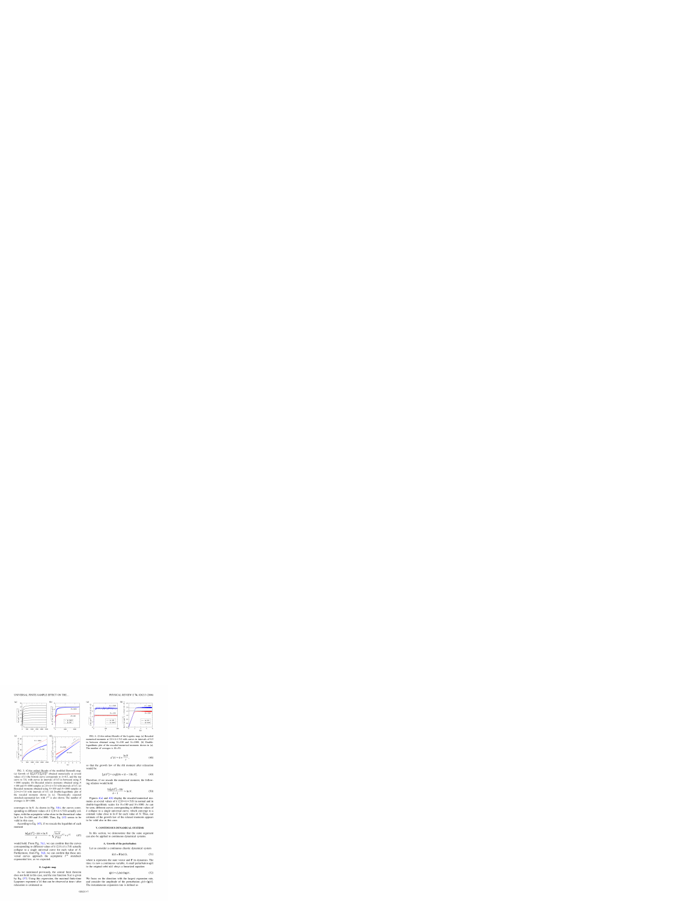FIG. 3. (Color online) Results of the modified Bernoulli map. (a) Growth of $\ln[\langle a(t)^k \rangle_M]/k$ obtained numerically at several values of $k$ (the bottom curve corresponds to $k=0.5$, and the top curve to 5.0, with curves in intervals of 0.5 in between) using $N=1000$ samples. (b) Rescaled relative moments obtained using $N=100$ and $N=1000$ samples at $2.0 \le k \le 5.0$ with intervals of 0.5. (c) Rescaled moments obtained using $N=100$ and $N=1000$ samples at $2.0 \le k \le 5.0$ with intervals of 0.5. (d) Double-logarithmic plot of the rescaled moments shown in (c). Theoretically expected stretched-exponential law with $t^{1/2}$ is also shown. The number of averages is $M=1000$.

converges to $\ln N$. As shown in Fig. 3(b), the curves corresponding to different values of $k$ $(2.0 \le k \le 5.0)$ actually collapse, with the asymptotic value close to the theoretical value $\ln N$ for $N=100$ and $N=1000$. Thus, Eq. (43) seems to be valid in this case.

According to Eq. (45), if we rescale the logarithm of each moment

$$\frac{\ln[\langle a(t)^k \rangle] - \Lambda(k) + \ln N}{k} \simeq \sqrt{\frac{\ln N}{\Gamma(\lambda)}} t^{1/2} \propto t^{1/2} \qquad (47)$$

would hold. From Fig. 3(c), we can confirm that the curves corresponding to different values of $k$ $(2.0 \le k \le 5.0)$ actually collapse to a single universal curve for each value of $N$. Furthermore, from Fig. 3(d), we can confirm that these universal curves approach the asymptotic $t^{1/2}$ stretched-exponential law, as we expected.

## B. Logistic map

As we mentioned previously, the central limit theorem does not hold in this case, and the rate function $S(a)$ is given by Eq. (37). Using this expression, the maximal finite-time Lyapunov exponent $a(t)$ that can be observed at time $t$ after relaxation is estimated as

FIG. 4. (Color online) Results of the Logistic map. (a) Rescaled numerical moments at $2.0 \le k \le 5.0$ with curves in intervals of 0.5 in between obtained using $N=100$ and $N=1000$. (b) Double-logarithmic plot of the rescaled numerical moments shown in (a). The number of averages is $M=50$.

$$a^*(t) = \bar{\lambda} + \frac{\ln N}{t}, \qquad (48)$$

so that the growth law of the $k$th moment after relaxation would be

$$\langle a(t)^k \rangle \simeq \exp[k(\bar{\lambda}t + \ln N) - \Lambda(k)t]. \qquad (49)$$

Therefore, if we rescale the numerical moment, the following relation would hold:

$$\frac{\ln[\langle a(t)^k \rangle] - k\bar{\lambda}t}{k-1} \simeq \ln N. \qquad (50)$$

Figures 4(a) and 4(b) display the rescaled numerical moments at several values of $k$ $(2.0 \le k \le 5.0)$ in normal and in double-logarithmic scales for $N=100$ and $N=1000$. As can be seen, different curves corresponding to different values of $k$ collapse to a single universal curve, which converge to a constant value close to $\ln N$ for each value of $N$. Thus, our estimate of the growth law of the relaxed moments appears to be valid also in this case.

# V. CONTINUOUS DYNAMICAL SYSTEMS

In this section, we demonstrate that the same argument can also be applied to continuous dynamical systems.

## A. Growth of the perturbation

Let us consider a continuous chaotic dynamical system

$$\dot{\mathbf{x}}(t) = \mathbf{F}(\mathbf{x}(t)), \qquad (51)$$

where $\mathbf{x}$ represents the state vector and $\mathbf{F}$ its dynamics. The time $t$ is now a continuous variable. A small perturbation $\mathbf{q}(t)$ to the original orbit $\mathbf{x}(t)$ obeys a linearized equation:

$$\dot{\mathbf{q}}(t) = J_{\mathbf{F}}(\mathbf{x}(t))\mathbf{q}(t). \qquad (52)$$

We focus on the direction with the largest expansion rate, and consider the amplitude of the perturbation $\dot{q}(t) = |\mathbf{q}(t)|$. The instantaneous expansion rate is defined as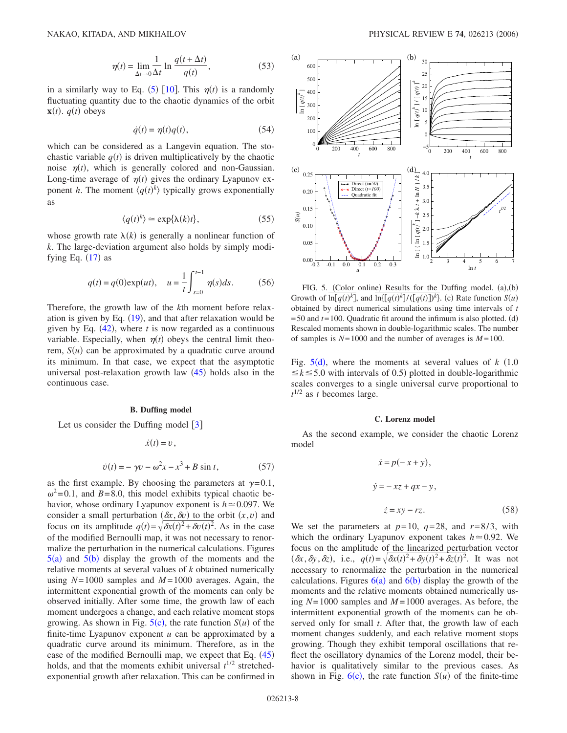$$\eta(t) = \lim_{\Delta t \to 0} \frac{1}{\Delta t} \ln \frac{q(t+\Delta t)}{q(t)}, \tag{53}$$

in a similarly way to Eq. (5) [10]. This $\eta(t)$ is a randomly fluctuating quantity due to the chaotic dynamics of the orbit $\mathbf{x}(t)$. $q(t)$ obeys

$$\dot{q}(t) = \eta(t) q(t), \tag{54}$$

which can be considered as a Langevin equation. The stochastic variable $q(t)$ is driven multiplicatively by the chaotic noise $\eta(t)$, which is generally colored and non-Gaussian. Long-time average of $\eta(t)$ gives the ordinary Lyapunov exponent $h$. The moment $\langle q(t)^k \rangle$ typically grows exponentially as

$$\langle q(t)^k \rangle \simeq \exp\{\lambda(k) t\}, \tag{55}$$

whose growth rate $\lambda(k)$ is generally a nonlinear function of $k$. The large-deviation argument also holds by simply modifying Eq. (17) as

$$q(t) = q(0) \exp(ut), \quad u = \frac{1}{t} \int_{s=0}^{t-1} \eta(s) ds. \tag{56}$$

Therefore, the growth law of the $k$th moment before relaxation is given by Eq. (19), and that after relaxation would be given by Eq. (42), where $t$ is now regarded as a continuous variable. Especially, when $\eta(t)$ obeys the central limit theorem, $S(u)$ can be approximated by a quadratic curve around its minimum. In that case, we expect that the asymptotic universal post-relaxation growth law (45) holds also in the continuous case.

### B. Duffing model

Let us consider the Duffing model [3]

$$\dot{x}(t) = v,$$

$$\dot{v}(t) = -\gamma v - \omega^2 x - x^3 + B \sin t, \tag{57}$$

as the first example. By choosing the parameters at $\gamma = 0.1$, $\omega^2 = 0.1$, and $B = 8.0$, this model exhibits typical chaotic behavior, whose ordinary Lyapunov exponent is $h \simeq 0.097$. We consider a small perturbation $(\delta x, \delta v)$ to the orbit $(x, v)$ and focus on its amplitude $q(t) = \sqrt{\delta x(t)^2 + \delta v(t)^2}$. As in the case of the modified Bernoulli map, it was not necessary to renormalize the perturbation in the numerical calculations. Figures 5(a) and 5(b) display the growth of the moments and the relative moments at several values of $k$ obtained numerically using $N = 1000$ samples and $M = 1000$ averages. Again, the intermittent exponential growth of the moments can only be observed initially. After some time, the growth law of each moment undergoes a change, and each relative moment stops growing. As shown in Fig. 5(c), the rate function $S(u)$ of the finite-time Lyapunov exponent $u$ can be approximated by a quadratic curve around its minimum. Therefore, as in the case of the modified Bernoulli map, we expect that Eq. (45) holds, and that the moments exhibit universal $t^{1/2}$ stretched-exponential growth after relaxation. This can be confirmed in Fig. 5(d), where the moments at several values of $k$ $(1.0 \le k \le 5.0$ with intervals of 0.5) plotted in double-logarithmic scales converges to a single universal curve proportional to $t^{1/2}$ as $t$ becomes large.

FIG. 5. (Color online) Results for the Duffing model. (a),(b) Growth of $\ln[q(t)^k]$, and $\ln\{[q(t)^k]/([q(t)])^k\}$. (c) Rate function $S(u)$ obtained by direct numerical simulations using time intervals of $t = 50$ and $t = 100$. Quadratic fit around the infimum is also plotted. (d) Rescaled moments shown in double-logarithmic scales. The number of samples is $N = 1000$ and the number of averages is $M = 100$.

### C. Lorenz model

As the second example, we consider the chaotic Lorenz model

$$\dot{x} = p(-x + y),$$

$$\dot{y} = -xz + qx - y,$$

$$\dot{z} = xy - rz. \tag{58}$$

We set the parameters at $p = 10$, $q = 28$, and $r = 8/3$, with which the ordinary Lyapunov exponent takes $h \simeq 0.92$. We focus on the amplitude of the linearized perturbation vector $(\delta x, \delta y, \delta z)$, i.e., $q(t) = \sqrt{\delta x(t)^2 + \delta y(t)^2 + \delta z(t)^2}$. It was not necessary to renormalize the perturbation in the numerical calculations. Figures 6(a) and 6(b) display the growth of the moments and the relative moments obtained numerically using $N = 1000$ samples and $M = 1000$ averages. As before, the intermittent exponential growth of the moments can be observed only for small $t$. After that, the growth law of each moment changes suddenly, and each relative moment stops growing. Though they exhibit temporal oscillations that reflect the oscillatory dynamics of the Lorenz model, their behavior is qualitatively similar to the previous cases. As shown in Fig. 6(c), the rate function $S(u)$ of the finite-time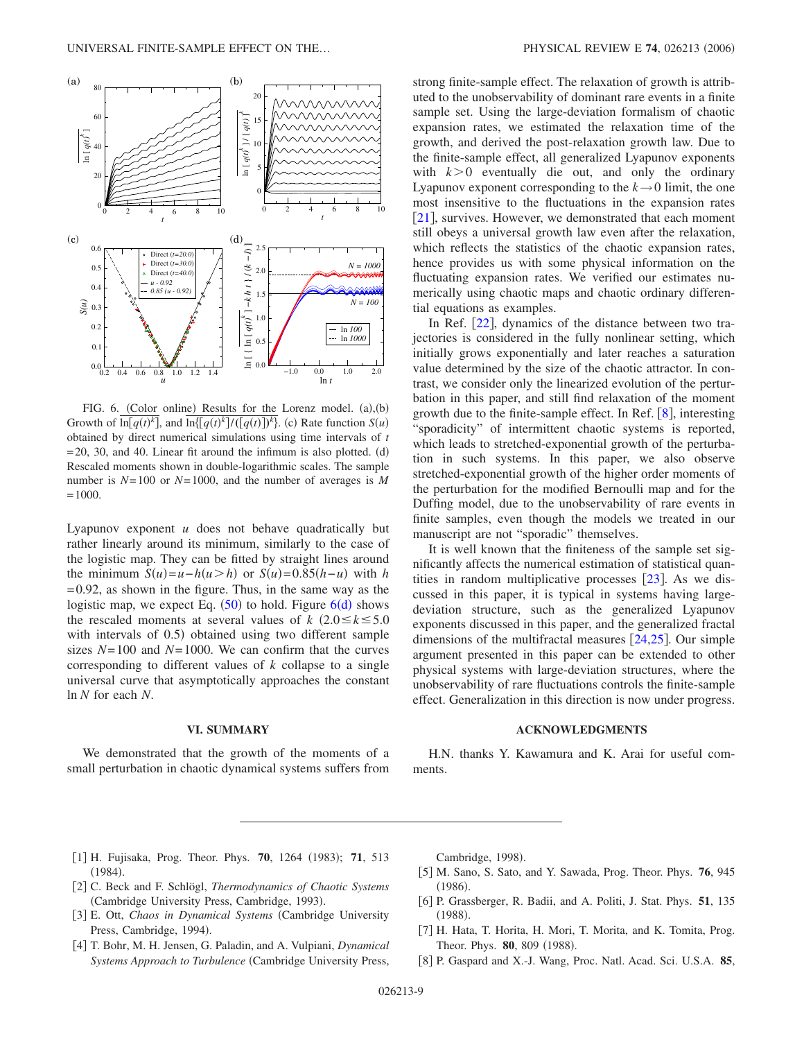FIG. 6. (Color online) Results for the Lorenz model. (a),(b) Growth of $\overline{\ln[q(t)^k]}$, and $\ln\{\overline{[q(t)^k]}/(\overline{[q(t)]})^k\}$. (c) Rate function $S(u)$ obtained by direct numerical simulations using time intervals of $t=20$, 30, and 40. Linear fit around the infimum is also plotted. (d) Rescaled moments shown in double-logarithmic scales. The sample number is $N=100$ or $N=1000$, and the number of averages is $M=1000$.

Lyapunov exponent $u$ does not behave quadratically but rather linearly around its minimum, similarly to the case of the logistic map. They can be fitted by straight lines around the minimum $S(u)=u-h(u>h)$ or $S(u)=0.85(h-u)$ with $h=0.92$, as shown in the figure. Thus, in the same way as the logistic map, we expect Eq. (50) to hold. Figure 6(d) shows the rescaled moments at several values of $k$ $(2.0\leq k\leq 5.0$ with intervals of 0.5) obtained using two different sample sizes $N=100$ and $N=1000$. We can confirm that the curves corresponding to different values of $k$ collapse to a single universal curve that asymptotically approaches the constant $\ln N$ for each $N$.

## VI. SUMMARY

We demonstrated that the growth of the moments of a small perturbation in chaotic dynamical systems suffers from strong finite-sample effect. The relaxation of growth is attributed to the unobservability of dominant rare events in a finite sample set. Using the large-deviation formalism of chaotic expansion rates, we estimated the relaxation time of the growth, and derived the post-relaxation growth law. Due to the finite-sample effect, all generalized Lyapunov exponents with $k>0$ eventually die out, and only the ordinary Lyapunov exponent corresponding to the $k\to 0$ limit, the one most insensitive to the fluctuations in the expansion rates [21], survives. However, we demonstrated that each moment still obeys a universal growth law even after the relaxation, which reflects the statistics of the chaotic expansion rates, hence provides us with some physical information on the fluctuating expansion rates. We verified our estimates numerically using chaotic maps and chaotic ordinary differential equations as examples.

In Ref. [22], dynamics of the distance between two trajectories is considered in the fully nonlinear setting, which initially grows exponentially and later reaches a saturation value determined by the size of the chaotic attractor. In contrast, we consider only the linearized evolution of the perturbation in this paper, and still find relaxation of the moment growth due to the finite-sample effect. In Ref. [8], interesting "sporadicity" of intermittent chaotic systems is reported, which leads to stretched-exponential growth of the perturbation in such systems. In this paper, we also observe stretched-exponential growth of the higher order moments of the perturbation for the modified Bernoulli map and for the Duffing model, due to the unobservability of rare events in finite samples, even though the models we treated in our manuscript are not "sporadic" themselves.

It is well known that the finiteness of the sample set significantly affects the numerical estimation of statistical quantities in random multiplicative processes [23]. As we discussed in this paper, it is typical in systems having large-deviation structure, such as the generalized Lyapunov exponents discussed in this paper, and the generalized fractal dimensions of the multifractal measures [24,25]. Our simple argument presented in this paper can be extended to other physical systems with large-deviation structures, where the unobservability of rare fluctuations controls the finite-sample effect. Generalization in this direction is now under progress.

## ACKNOWLEDGMENTS

H.N. thanks Y. Kawamura and K. Arai for useful comments.

---

[1] H. Fujisaka, Prog. Theor. Phys. **70**, 1264 (1983); **71**, 513 (1984).

[2] C. Beck and F. Schlögl, *Thermodynamics of Chaotic Systems* (Cambridge University Press, Cambridge, 1993).

[3] E. Ott, *Chaos in Dynamical Systems* (Cambridge University Press, Cambridge, 1994).

[4] T. Bohr, M. H. Jensen, G. Paladin, and A. Vulpiani, *Dynamical Systems Approach to Turbulence* (Cambridge University Press, Cambridge, 1998).

[5] M. Sano, S. Sato, and Y. Sawada, Prog. Theor. Phys. **76**, 945 (1986).

[6] P. Grassberger, R. Badii, and A. Politi, J. Stat. Phys. **51**, 135 (1988).

[7] H. Hata, T. Horita, H. Mori, T. Morita, and K. Tomita, Prog. Theor. Phys. **80**, 809 (1988).

[8] P. Gaspard and X.-J. Wang, Proc. Natl. Acad. Sci. U.S.A. **85**,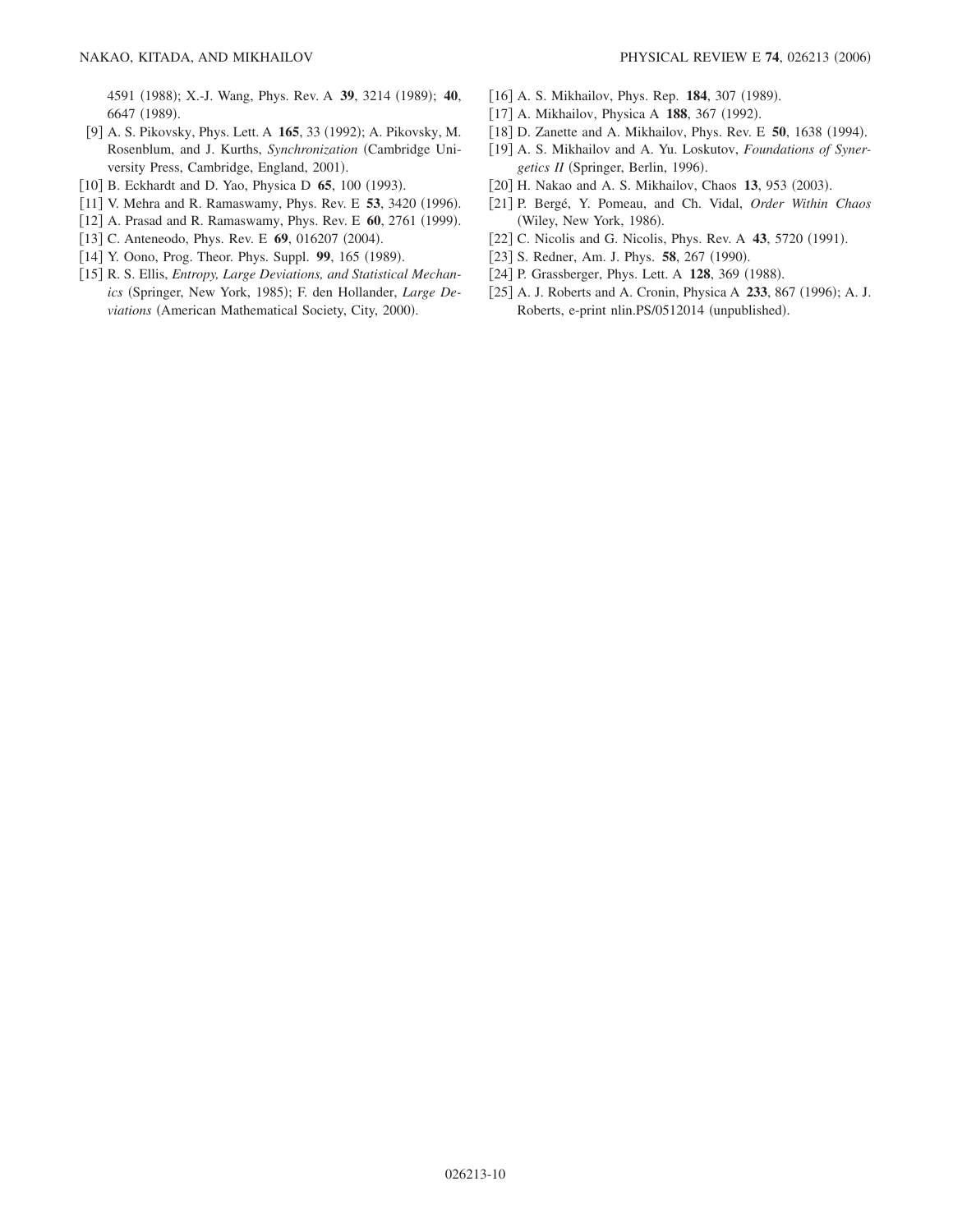4591 (1988); X.-J. Wang, Phys. Rev. A **39**, 3214 (1989); **40**, 6647 (1989).

[9] A. S. Pikovsky, Phys. Lett. A **165**, 33 (1992); A. Pikovsky, M. Rosenblum, and J. Kurths, *Synchronization* (Cambridge University Press, Cambridge, England, 2001).

[10] B. Eckhardt and D. Yao, Physica D **65**, 100 (1993).

[11] V. Mehra and R. Ramaswamy, Phys. Rev. E **53**, 3420 (1996).

[12] A. Prasad and R. Ramaswamy, Phys. Rev. E **60**, 2761 (1999).

[13] C. Anteneodo, Phys. Rev. E **69**, 016207 (2004).

[14] Y. Oono, Prog. Theor. Phys. Suppl. **99**, 165 (1989).

[15] R. S. Ellis, *Entropy, Large Deviations, and Statistical Mechanics* (Springer, New York, 1985); F. den Hollander, *Large Deviations* (American Mathematical Society, City, 2000).

[16] A. S. Mikhailov, Phys. Rep. **184**, 307 (1989).

[17] A. Mikhailov, Physica A **188**, 367 (1992).

[18] D. Zanette and A. Mikhailov, Phys. Rev. E **50**, 1638 (1994).

[19] A. S. Mikhailov and A. Yu. Loskutov, *Foundations of Synergetics II* (Springer, Berlin, 1996).

[20] H. Nakao and A. S. Mikhailov, Chaos **13**, 953 (2003).

[21] P. Bergé, Y. Pomeau, and Ch. Vidal, *Order Within Chaos* (Wiley, New York, 1986).

[22] C. Nicolis and G. Nicolis, Phys. Rev. A **43**, 5720 (1991).

[23] S. Redner, Am. J. Phys. **58**, 267 (1990).

[24] P. Grassberger, Phys. Lett. A **128**, 369 (1988).

[25] A. J. Roberts and A. Cronin, Physica A **233**, 867 (1996); A. J. Roberts, e-print nlin.PS/0512014 (unpublished).